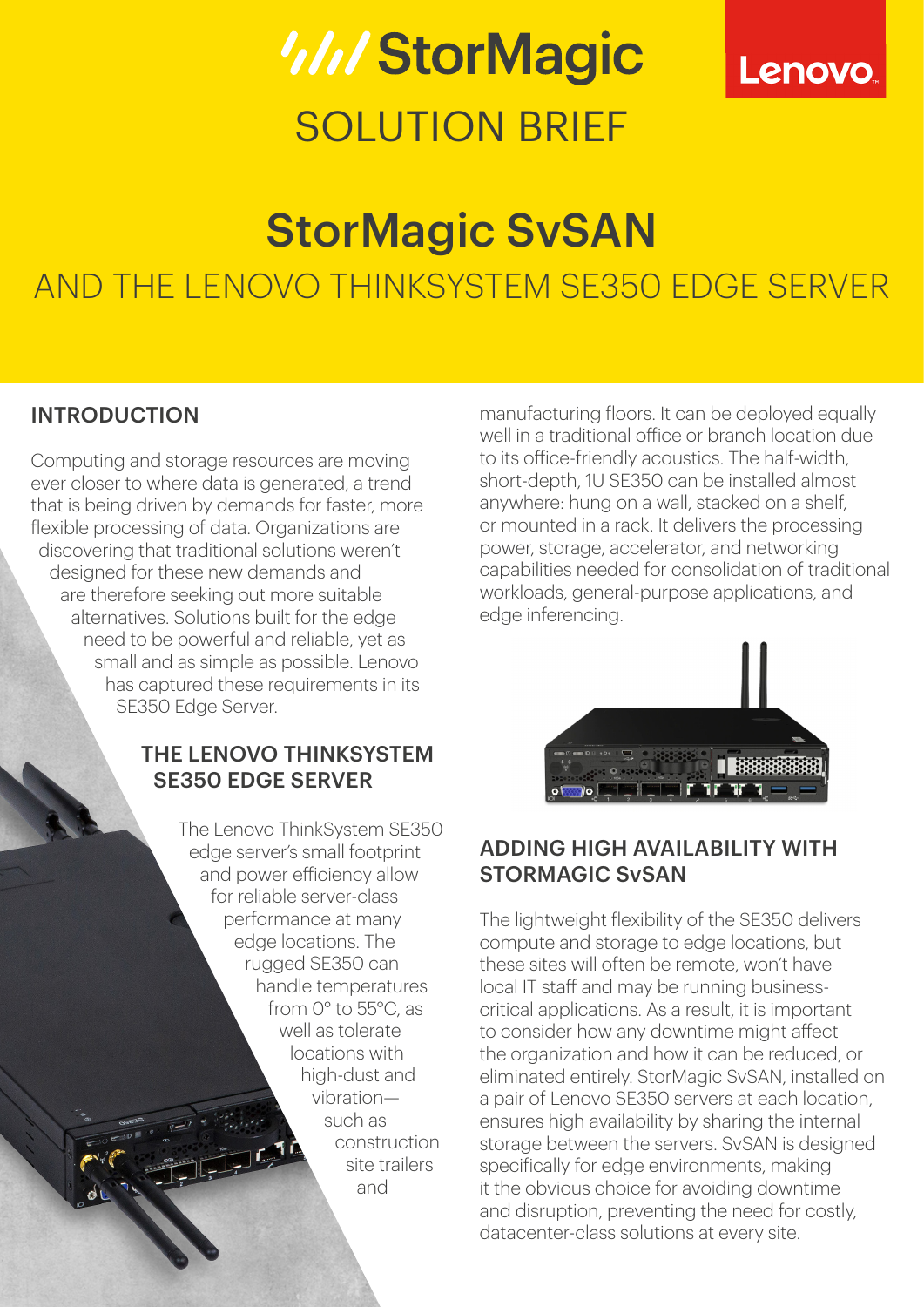# StorMagic

SOLUTION BRIEF

Lenovo

# StorMagic SvSAN

AND THE LENOVO THINKSYSTEM SE350 EDGE SERVER

## INTRODUCTION

Computing and storage resources are moving ever closer to where data is generated, a trend that is being driven by demands for faster, more flexible processing of data. Organizations are discovering that traditional solutions weren't designed for these new demands and are therefore seeking out more suitable alternatives. Solutions built for the edge need to be powerful and reliable, yet as small and as simple as possible. Lenovo has captured these requirements in its SE350 Edge Server.

## THE LENOVO THINKSYSTEM SE350 EDGE SERVER

The Lenovo ThinkSystem SE350 edge server's small footprint and power efficiency allow for reliable server-class performance at many edge locations. The rugged SE350 can handle temperatures from 0° to 55°C, as well as tolerate locations with high-dust and vibration—such as construction site trailers and manufacturing floors. It can be deployed equally well in a traditional office or branch location due to its office-friendly acoustics. The half-width, short-depth, 1U SE350 can be installed almost anywhere: hung on a wall, stacked on a shelf, or mounted in a rack. It delivers the processing power, storage, accelerator, and networking capabilities needed for consolidation of traditional workloads, general-purpose applications, and edge inferencing.

## ADDING HIGH AVAILABILITY WITH STORMAGIC SvSAN

The lightweight flexibility of the SE350 delivers compute and storage to edge locations, but these sites will often be remote, won't have local IT staff and may be running business-critical applications. As a result, it is important to consider how any downtime might affect the organization and how it can be reduced, or eliminated entirely. StorMagic SvSAN, installed on a pair of Lenovo SE350 servers at each location, ensures high availability by sharing the internal storage between the servers. SvSAN is designed specifically for edge environments, making it the obvious choice for avoiding downtime and disruption, preventing the need for costly, datacenter-class solutions at every site.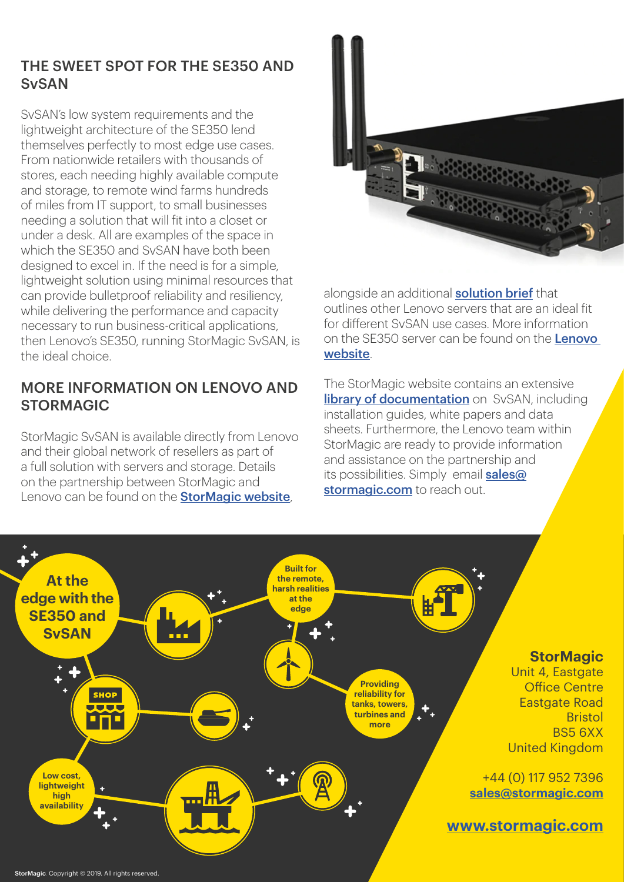## THE SWEET SPOT FOR THE SE350 AND SvSAN

SvSAN's low system requirements and the lightweight architecture of the SE350 lend themselves perfectly to most edge use cases. From nationwide retailers with thousands of stores, each needing highly available compute and storage, to remote wind farms hundreds of miles from IT support, to small businesses needing a solution that will fit into a closet or under a desk. All are examples of the space in which the SE350 and SvSAN have both been designed to excel in. If the need is for a simple, lightweight solution using minimal resources that can provide bulletproof reliability and resiliency, while delivering the performance and capacity necessary to run business-critical applications, then Lenovo's SE350, running StorMagic SvSAN, is the ideal choice.

## MORE INFORMATION ON LENOVO AND STORMAGIC

StorMagic SvSAN is available directly from Lenovo and their global network of resellers as part of a full solution with servers and storage. Details on the partnership between StorMagic and Lenovo can be found on the **StorMagic website**, alongside an additional **solution brief** that outlines other Lenovo servers that are an ideal fit for different SvSAN use cases. More information on the SE350 server can be found on the **Lenovo website**.

The StorMagic website contains an extensive **library of documentation** on SvSAN, including installation guides, white papers and data sheets. Furthermore, the Lenovo team within StorMagic are ready to provide information and assistance on the partnership and its possibilities. Simply email **sales@stormagic.com** to reach out.

**At the edge with the SE350 and SvSAN**

**Built for the remote, harsh realities at the edge**

**Providing reliability for tanks, towers, turbines and more**

**Low cost, lightweight high availability**

**StorMagic**
Unit 4, Eastgate
Office Centre
Eastgate Road
Bristol
BS5 6XX
United Kingdom

+44 (0) 117 952 7396
**sales@stormagic.com**

**www.stormagic.com**

StorMagic. Copyright © 2019. All rights reserved.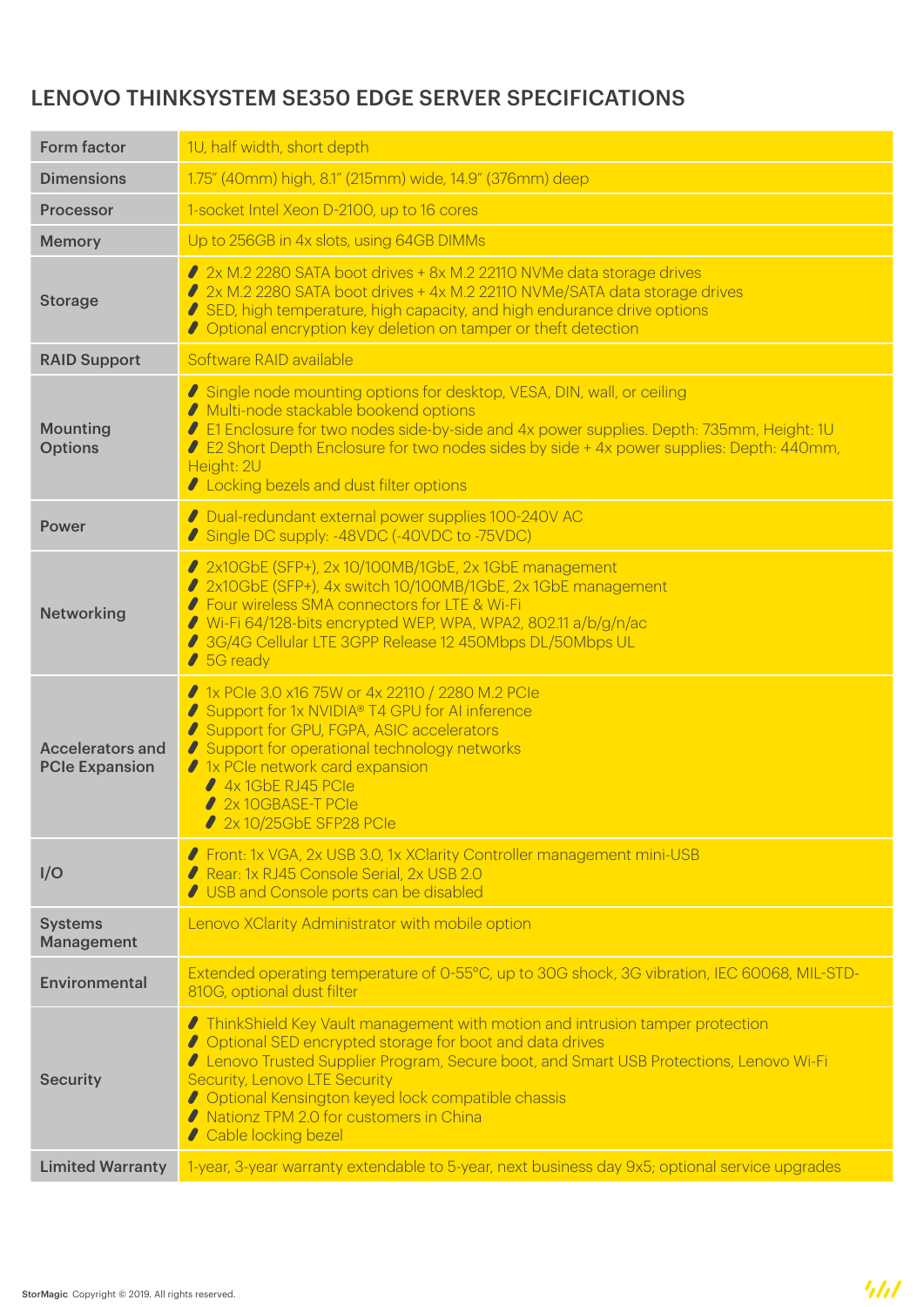## LENOVO THINKSYSTEM SE350 EDGE SERVER SPECIFICATIONS

| | |
|---|---|
| **Form factor** | 1U, half width, short depth |
| **Dimensions** | 1.75" (40mm) high, 8.1" (215mm) wide, 14.9" (376mm) deep |
| **Processor** | 1-socket Intel Xeon D-2100, up to 16 cores |
| **Memory** | Up to 256GB in 4x slots, using 64GB DIMMs |
| **Storage** | • 2x M.2 2280 SATA boot drives + 8x M.2 22110 NVMe data storage drives<br>• 2x M.2 2280 SATA boot drives + 4x M.2 22110 NVMe/SATA data storage drives<br>• SED, high temperature, high capacity, and high endurance drive options<br>• Optional encryption key deletion on tamper or theft detection |
| **RAID Support** | Software RAID available |
| **Mounting Options** | • Single node mounting options for desktop, VESA, DIN, wall, or ceiling<br>• Multi-node stackable bookend options<br>• E1 Enclosure for two nodes side-by-side and 4x power supplies. Depth: 735mm, Height: 1U<br>• E2 Short Depth Enclosure for two nodes sides by side + 4x power supplies: Depth: 440mm, Height: 2U<br>• Locking bezels and dust filter options |
| **Power** | • Dual-redundant external power supplies 100-240V AC<br>• Single DC supply: -48VDC (-40VDC to -75VDC) |
| **Networking** | • 2x10GbE (SFP+), 2x 10/100MB/1GbE, 2x 1GbE management<br>• 2x10GbE (SFP+), 4x switch 10/100MB/1GbE, 2x 1GbE management<br>• Four wireless SMA connectors for LTE & Wi-Fi<br>• Wi-Fi 64/128-bits encrypted WEP, WPA, WPA2, 802.11 a/b/g/n/ac<br>• 3G/4G Cellular LTE 3GPP Release 12 450Mbps DL/50Mbps UL<br>• 5G ready |
| **Accelerators and PCIe Expansion** | • 1x PCIe 3.0 x16 75W or 4x 22110 / 2280 M.2 PCIe<br>• Support for 1x NVIDIA® T4 GPU for AI inference<br>• Support for GPU, FPGA, ASIC accelerators<br>• Support for operational technology networks<br>• 1x PCIe network card expansion<br>&nbsp;&nbsp;• 4x 1GbE RJ45 PCIe<br>&nbsp;&nbsp;• 2x 10GBASE-T PCIe<br>&nbsp;&nbsp;• 2x 10/25GbE SFP28 PCIe |
| **I/O** | • Front: 1x VGA, 2x USB 3.0, 1x XClarity Controller management mini-USB<br>• Rear: 1x RJ45 Console Serial, 2x USB 2.0<br>• USB and Console ports can be disabled |
| **Systems Management** | Lenovo XClarity Administrator with mobile option |
| **Environmental** | Extended operating temperature of 0-55°C, up to 30G shock, 3G vibration, IEC 60068, MIL-STD-810G, optional dust filter |
| **Security** | • ThinkShield Key Vault management with motion and intrusion tamper protection<br>• Optional SED encrypted storage for boot and data drives<br>• Lenovo Trusted Supplier Program, Secure boot, and Smart USB Protections, Lenovo Wi-Fi Security, Lenovo LTE Security<br>• Optional Kensington keyed lock compatible chassis<br>• Nationz TPM 2.0 for customers in China<br>• Cable locking bezel |
| **Limited Warranty** | 1-year, 3-year warranty extendable to 5-year, next business day 9x5; optional service upgrades |

StorMagic. Copyright © 2019. All rights reserved.